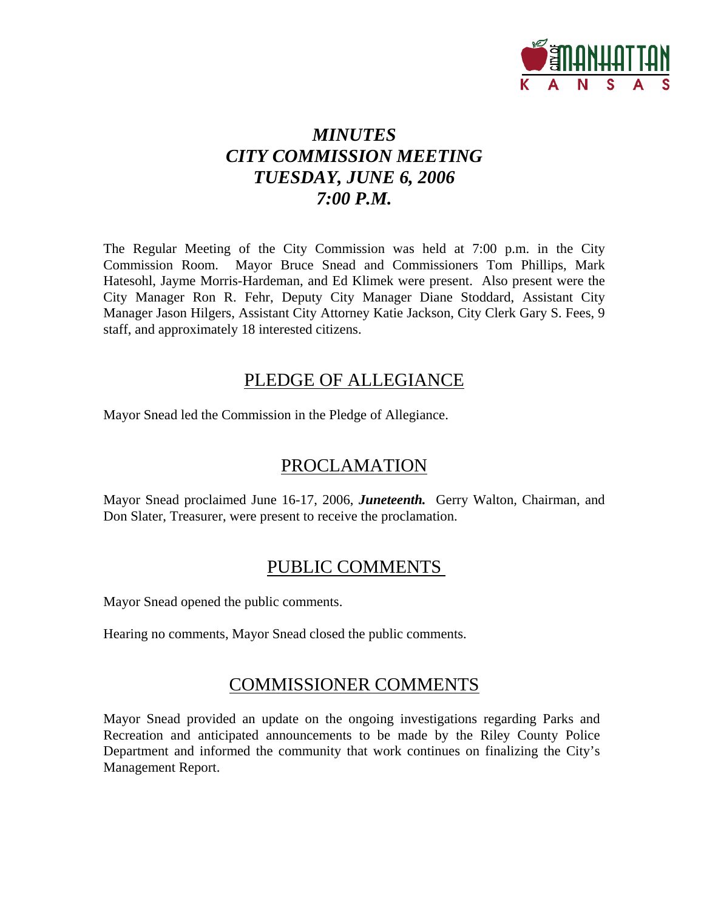# *MINUTES*
# *CITY COMMISSION MEETING*
# *TUESDAY, JUNE 6, 2006*
# *7:00 P.M.*

The Regular Meeting of the City Commission was held at 7:00 p.m. in the City Commission Room. Mayor Bruce Snead and Commissioners Tom Phillips, Mark Hatesohl, Jayme Morris-Hardeman, and Ed Klimek were present. Also present were the City Manager Ron R. Fehr, Deputy City Manager Diane Stoddard, Assistant City Manager Jason Hilgers, Assistant City Attorney Katie Jackson, City Clerk Gary S. Fees, 9 staff, and approximately 18 interested citizens.

## PLEDGE OF ALLEGIANCE

Mayor Snead led the Commission in the Pledge of Allegiance.

## PROCLAMATION

Mayor Snead proclaimed June 16-17, 2006, ***Juneteenth.*** Gerry Walton, Chairman, and Don Slater, Treasurer, were present to receive the proclamation.

## PUBLIC COMMENTS

Mayor Snead opened the public comments.

Hearing no comments, Mayor Snead closed the public comments.

## COMMISSIONER COMMENTS

Mayor Snead provided an update on the ongoing investigations regarding Parks and Recreation and anticipated announcements to be made by the Riley County Police Department and informed the community that work continues on finalizing the City's Management Report.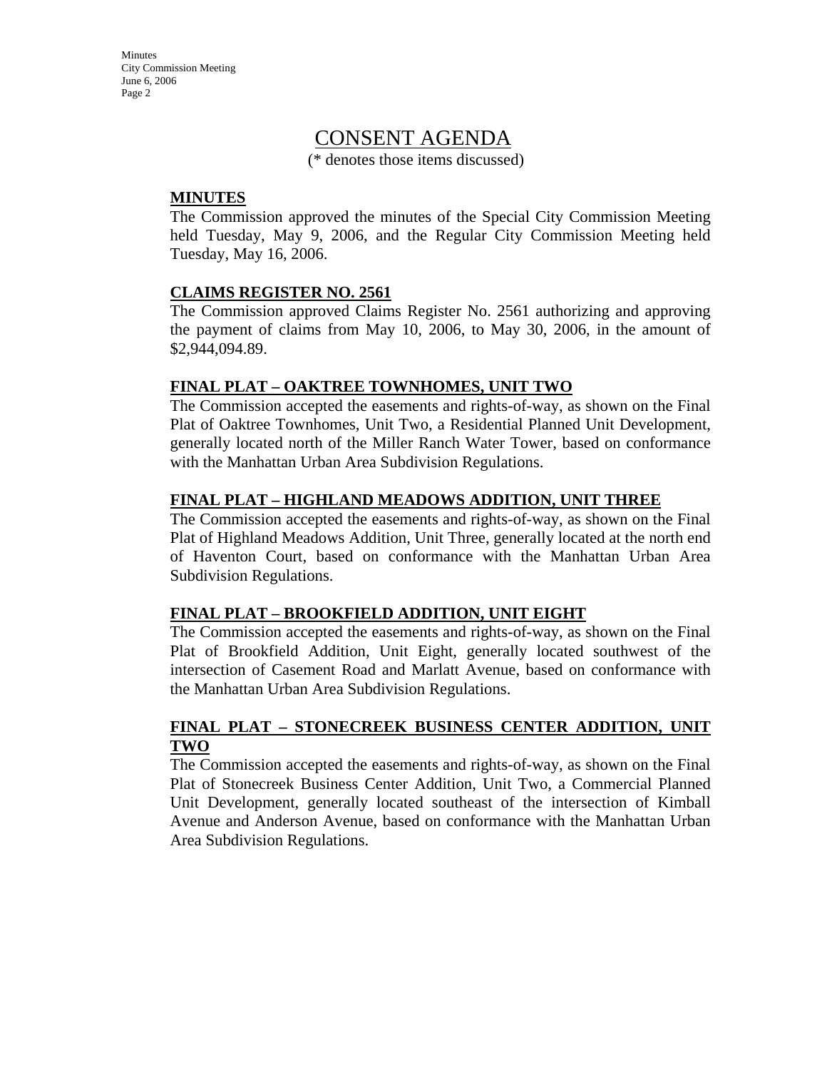# CONSENT AGENDA

(* denotes those items discussed)

### MINUTES

The Commission approved the minutes of the Special City Commission Meeting held Tuesday, May 9, 2006, and the Regular City Commission Meeting held Tuesday, May 16, 2006.

### CLAIMS REGISTER NO. 2561

The Commission approved Claims Register No. 2561 authorizing and approving the payment of claims from May 10, 2006, to May 30, 2006, in the amount of $2,944,094.89.

### FINAL PLAT – OAKTREE TOWNHOMES, UNIT TWO

The Commission accepted the easements and rights-of-way, as shown on the Final Plat of Oaktree Townhomes, Unit Two, a Residential Planned Unit Development, generally located north of the Miller Ranch Water Tower, based on conformance with the Manhattan Urban Area Subdivision Regulations.

### FINAL PLAT – HIGHLAND MEADOWS ADDITION, UNIT THREE

The Commission accepted the easements and rights-of-way, as shown on the Final Plat of Highland Meadows Addition, Unit Three, generally located at the north end of Haventon Court, based on conformance with the Manhattan Urban Area Subdivision Regulations.

### FINAL PLAT – BROOKFIELD ADDITION, UNIT EIGHT

The Commission accepted the easements and rights-of-way, as shown on the Final Plat of Brookfield Addition, Unit Eight, generally located southwest of the intersection of Casement Road and Marlatt Avenue, based on conformance with the Manhattan Urban Area Subdivision Regulations.

### FINAL PLAT – STONECREEK BUSINESS CENTER ADDITION, UNIT TWO

The Commission accepted the easements and rights-of-way, as shown on the Final Plat of Stonecreek Business Center Addition, Unit Two, a Commercial Planned Unit Development, generally located southeast of the intersection of Kimball Avenue and Anderson Avenue, based on conformance with the Manhattan Urban Area Subdivision Regulations.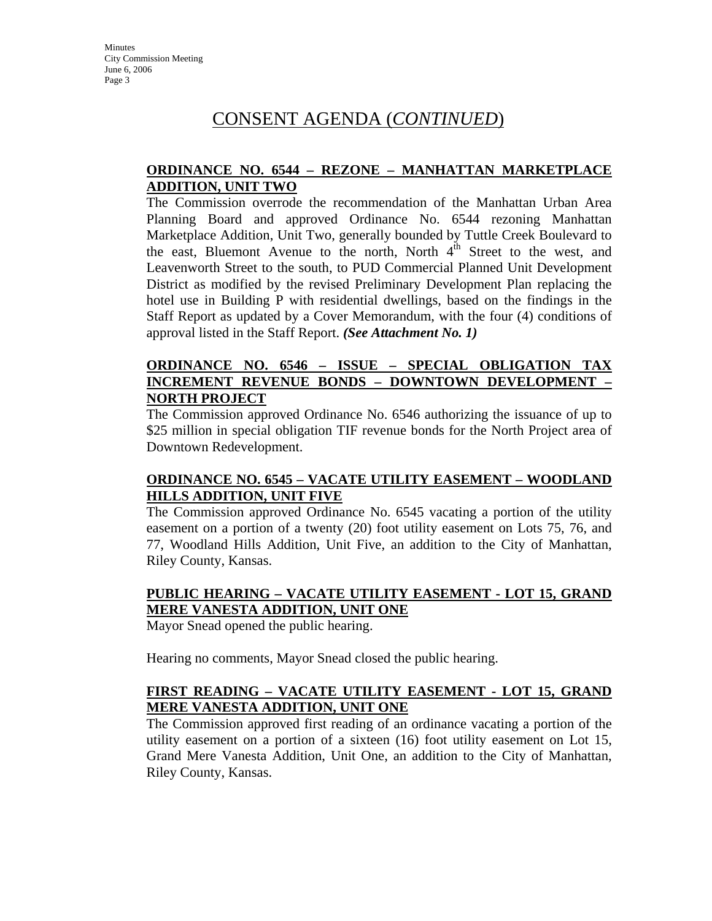## CONSENT AGENDA (*CONTINUED*)

**ORDINANCE NO. 6544 – REZONE – MANHATTAN MARKETPLACE ADDITION, UNIT TWO**

The Commission overrode the recommendation of the Manhattan Urban Area Planning Board and approved Ordinance No. 6544 rezoning Manhattan Marketplace Addition, Unit Two, generally bounded by Tuttle Creek Boulevard to the east, Bluemont Avenue to the north, North 4th Street to the west, and Leavenworth Street to the south, to PUD Commercial Planned Unit Development District as modified by the revised Preliminary Development Plan replacing the hotel use in Building P with residential dwellings, based on the findings in the Staff Report as updated by a Cover Memorandum, with the four (4) conditions of approval listed in the Staff Report. ***(See Attachment No. 1)***

**ORDINANCE NO. 6546 – ISSUE – SPECIAL OBLIGATION TAX INCREMENT REVENUE BONDS – DOWNTOWN DEVELOPMENT – NORTH PROJECT**

The Commission approved Ordinance No. 6546 authorizing the issuance of up to $25 million in special obligation TIF revenue bonds for the North Project area of Downtown Redevelopment.

**ORDINANCE NO. 6545 – VACATE UTILITY EASEMENT – WOODLAND HILLS ADDITION, UNIT FIVE**

The Commission approved Ordinance No. 6545 vacating a portion of the utility easement on a portion of a twenty (20) foot utility easement on Lots 75, 76, and 77, Woodland Hills Addition, Unit Five, an addition to the City of Manhattan, Riley County, Kansas.

**PUBLIC HEARING – VACATE UTILITY EASEMENT - LOT 15, GRAND MERE VANESTA ADDITION, UNIT ONE**

Mayor Snead opened the public hearing.

Hearing no comments, Mayor Snead closed the public hearing.

**FIRST READING – VACATE UTILITY EASEMENT - LOT 15, GRAND MERE VANESTA ADDITION, UNIT ONE**

The Commission approved first reading of an ordinance vacating a portion of the utility easement on a portion of a sixteen (16) foot utility easement on Lot 15, Grand Mere Vanesta Addition, Unit One, an addition to the City of Manhattan, Riley County, Kansas.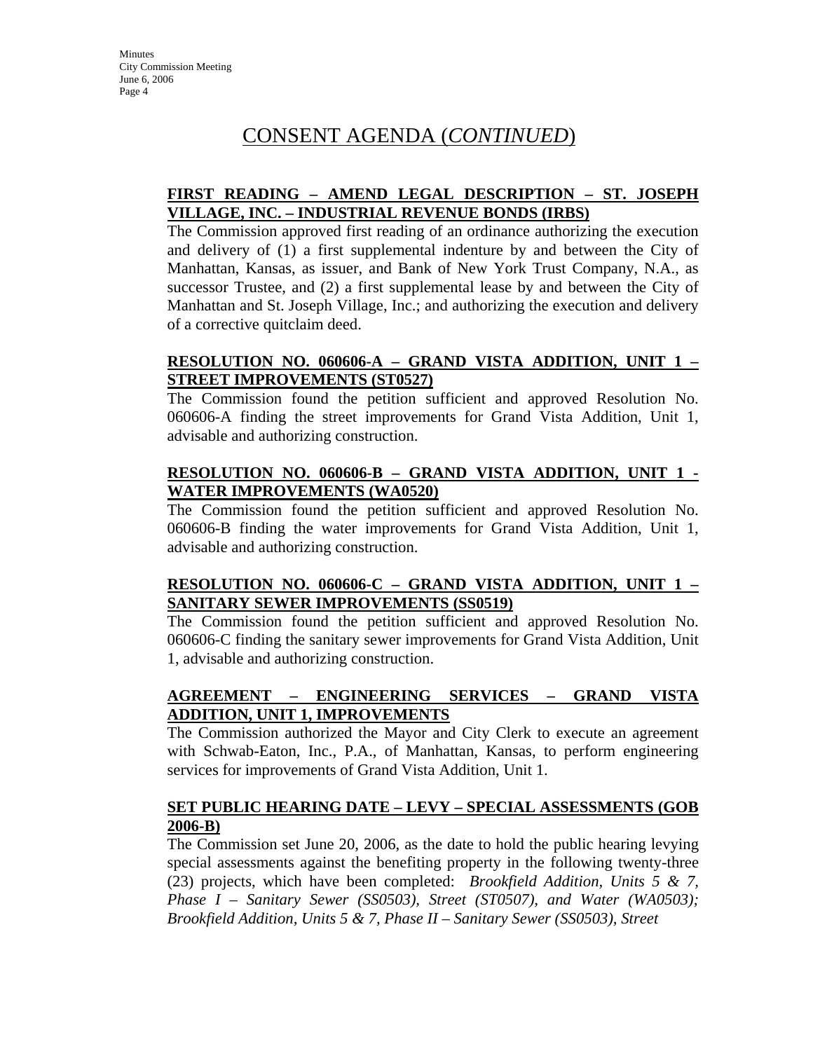# CONSENT AGENDA (*CONTINUED*)

**FIRST READING – AMEND LEGAL DESCRIPTION – ST. JOSEPH VILLAGE, INC. – INDUSTRIAL REVENUE BONDS (IRBS)**

The Commission approved first reading of an ordinance authorizing the execution and delivery of (1) a first supplemental indenture by and between the City of Manhattan, Kansas, as issuer, and Bank of New York Trust Company, N.A., as successor Trustee, and (2) a first supplemental lease by and between the City of Manhattan and St. Joseph Village, Inc.; and authorizing the execution and delivery of a corrective quitclaim deed.

**RESOLUTION NO. 060606-A – GRAND VISTA ADDITION, UNIT 1 – STREET IMPROVEMENTS (ST0527)**

The Commission found the petition sufficient and approved Resolution No. 060606-A finding the street improvements for Grand Vista Addition, Unit 1, advisable and authorizing construction.

**RESOLUTION NO. 060606-B – GRAND VISTA ADDITION, UNIT 1 - WATER IMPROVEMENTS (WA0520)**

The Commission found the petition sufficient and approved Resolution No. 060606-B finding the water improvements for Grand Vista Addition, Unit 1, advisable and authorizing construction.

**RESOLUTION NO. 060606-C – GRAND VISTA ADDITION, UNIT 1 – SANITARY SEWER IMPROVEMENTS (SS0519)**

The Commission found the petition sufficient and approved Resolution No. 060606-C finding the sanitary sewer improvements for Grand Vista Addition, Unit 1, advisable and authorizing construction.

**AGREEMENT – ENGINEERING SERVICES – GRAND VISTA ADDITION, UNIT 1, IMPROVEMENTS**

The Commission authorized the Mayor and City Clerk to execute an agreement with Schwab-Eaton, Inc., P.A., of Manhattan, Kansas, to perform engineering services for improvements of Grand Vista Addition, Unit 1.

**SET PUBLIC HEARING DATE – LEVY – SPECIAL ASSESSMENTS (GOB 2006-B)**

The Commission set June 20, 2006, as the date to hold the public hearing levying special assessments against the benefiting property in the following twenty-three (23) projects, which have been completed: *Brookfield Addition, Units 5 & 7, Phase I – Sanitary Sewer (SS0503), Street (ST0507), and Water (WA0503); Brookfield Addition, Units 5 & 7, Phase II – Sanitary Sewer (SS0503), Street*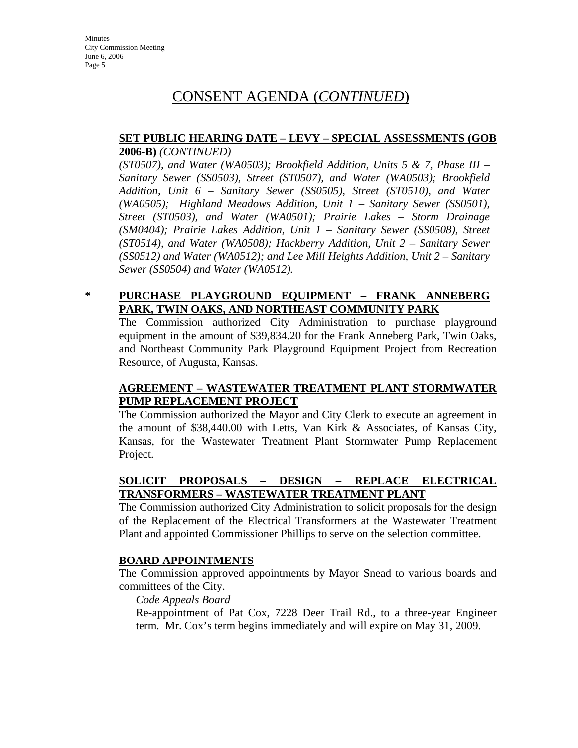## CONSENT AGENDA (*CONTINUED*)

**SET PUBLIC HEARING DATE – LEVY – SPECIAL ASSESSMENTS (GOB 2006-B)** *(CONTINUED)*

*(ST0507), and Water (WA0503); Brookfield Addition, Units 5 & 7, Phase III – Sanitary Sewer (SS0503), Street (ST0507), and Water (WA0503); Brookfield Addition, Unit 6 – Sanitary Sewer (SS0505), Street (ST0510), and Water (WA0505); Highland Meadows Addition, Unit 1 – Sanitary Sewer (SS0501), Street (ST0503), and Water (WA0501); Prairie Lakes – Storm Drainage (SM0404); Prairie Lakes Addition, Unit 1 – Sanitary Sewer (SS0508), Street (ST0514), and Water (WA0508); Hackberry Addition, Unit 2 – Sanitary Sewer (SS0512) and Water (WA0512); and Lee Mill Heights Addition, Unit 2 – Sanitary Sewer (SS0504) and Water (WA0512).*

\* **PURCHASE PLAYGROUND EQUIPMENT – FRANK ANNEBERG PARK, TWIN OAKS, AND NORTHEAST COMMUNITY PARK**

The Commission authorized City Administration to purchase playground equipment in the amount of $39,834.20 for the Frank Anneberg Park, Twin Oaks, and Northeast Community Park Playground Equipment Project from Recreation Resource, of Augusta, Kansas.

**AGREEMENT – WASTEWATER TREATMENT PLANT STORMWATER PUMP REPLACEMENT PROJECT**

The Commission authorized the Mayor and City Clerk to execute an agreement in the amount of $38,440.00 with Letts, Van Kirk & Associates, of Kansas City, Kansas, for the Wastewater Treatment Plant Stormwater Pump Replacement Project.

**SOLICIT PROPOSALS – DESIGN – REPLACE ELECTRICAL TRANSFORMERS – WASTEWATER TREATMENT PLANT**

The Commission authorized City Administration to solicit proposals for the design of the Replacement of the Electrical Transformers at the Wastewater Treatment Plant and appointed Commissioner Phillips to serve on the selection committee.

**BOARD APPOINTMENTS**

The Commission approved appointments by Mayor Snead to various boards and committees of the City.

*Code Appeals Board*

Re-appointment of Pat Cox, 7228 Deer Trail Rd., to a three-year Engineer term. Mr. Cox's term begins immediately and will expire on May 31, 2009.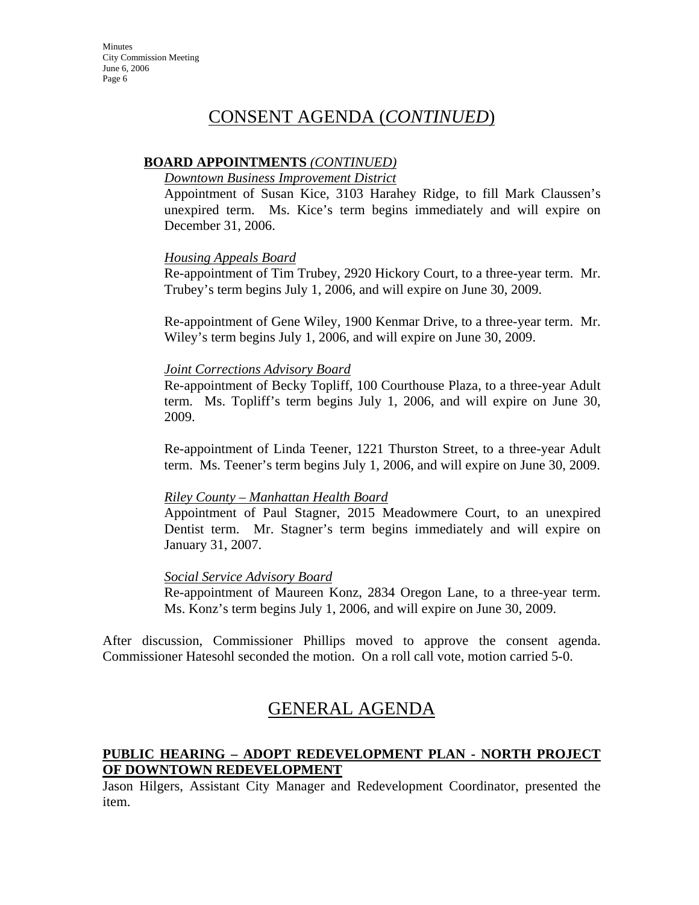## CONSENT AGENDA (*CONTINUED*)

**BOARD APPOINTMENTS** *(CONTINUED)*

*Downtown Business Improvement District*

Appointment of Susan Kice, 3103 Harahey Ridge, to fill Mark Claussen's unexpired term. Ms. Kice's term begins immediately and will expire on December 31, 2006.

*Housing Appeals Board*

Re-appointment of Tim Trubey, 2920 Hickory Court, to a three-year term. Mr. Trubey's term begins July 1, 2006, and will expire on June 30, 2009.

Re-appointment of Gene Wiley, 1900 Kenmar Drive, to a three-year term. Mr. Wiley's term begins July 1, 2006, and will expire on June 30, 2009.

*Joint Corrections Advisory Board*

Re-appointment of Becky Topliff, 100 Courthouse Plaza, to a three-year Adult term. Ms. Topliff's term begins July 1, 2006, and will expire on June 30, 2009.

Re-appointment of Linda Teener, 1221 Thurston Street, to a three-year Adult term. Ms. Teener's term begins July 1, 2006, and will expire on June 30, 2009.

*Riley County – Manhattan Health Board*

Appointment of Paul Stagner, 2015 Meadowmere Court, to an unexpired Dentist term. Mr. Stagner's term begins immediately and will expire on January 31, 2007.

*Social Service Advisory Board*

Re-appointment of Maureen Konz, 2834 Oregon Lane, to a three-year term. Ms. Konz's term begins July 1, 2006, and will expire on June 30, 2009.

After discussion, Commissioner Phillips moved to approve the consent agenda. Commissioner Hatesohl seconded the motion. On a roll call vote, motion carried 5-0.

## GENERAL AGENDA

**PUBLIC HEARING – ADOPT REDEVELOPMENT PLAN - NORTH PROJECT OF DOWNTOWN REDEVELOPMENT**

Jason Hilgers, Assistant City Manager and Redevelopment Coordinator, presented the item.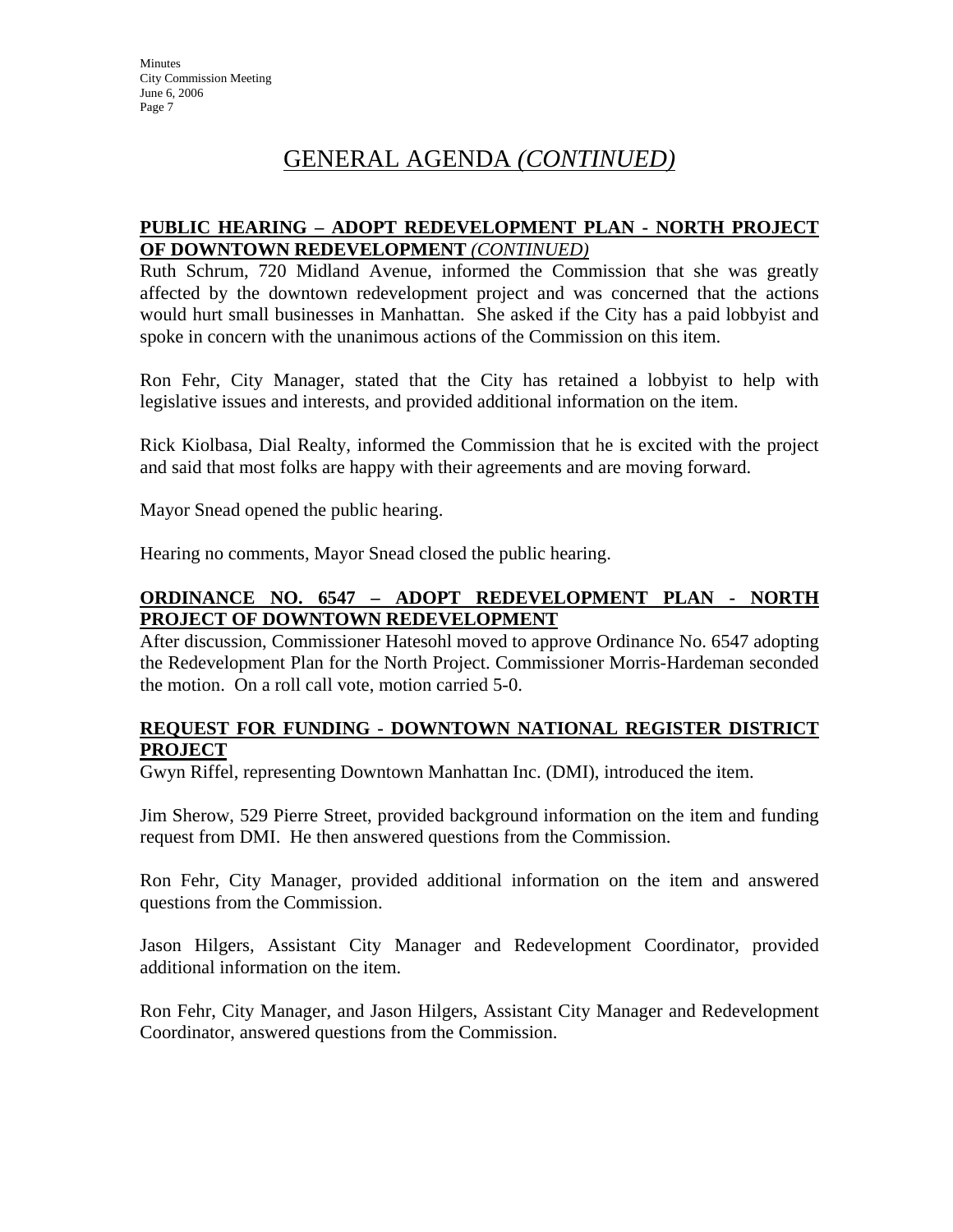# GENERAL AGENDA *(CONTINUED)*

**PUBLIC HEARING – ADOPT REDEVELOPMENT PLAN - NORTH PROJECT OF DOWNTOWN REDEVELOPMENT** ***(CONTINUED)***

Ruth Schrum, 720 Midland Avenue, informed the Commission that she was greatly affected by the downtown redevelopment project and was concerned that the actions would hurt small businesses in Manhattan. She asked if the City has a paid lobbyist and spoke in concern with the unanimous actions of the Commission on this item.

Ron Fehr, City Manager, stated that the City has retained a lobbyist to help with legislative issues and interests, and provided additional information on the item.

Rick Kiolbasa, Dial Realty, informed the Commission that he is excited with the project and said that most folks are happy with their agreements and are moving forward.

Mayor Snead opened the public hearing.

Hearing no comments, Mayor Snead closed the public hearing.

**ORDINANCE NO. 6547 – ADOPT REDEVELOPMENT PLAN - NORTH PROJECT OF DOWNTOWN REDEVELOPMENT**

After discussion, Commissioner Hatesohl moved to approve Ordinance No. 6547 adopting the Redevelopment Plan for the North Project. Commissioner Morris-Hardeman seconded the motion. On a roll call vote, motion carried 5-0.

**REQUEST FOR FUNDING - DOWNTOWN NATIONAL REGISTER DISTRICT PROJECT**

Gwyn Riffel, representing Downtown Manhattan Inc. (DMI), introduced the item.

Jim Sherow, 529 Pierre Street, provided background information on the item and funding request from DMI. He then answered questions from the Commission.

Ron Fehr, City Manager, provided additional information on the item and answered questions from the Commission.

Jason Hilgers, Assistant City Manager and Redevelopment Coordinator, provided additional information on the item.

Ron Fehr, City Manager, and Jason Hilgers, Assistant City Manager and Redevelopment Coordinator, answered questions from the Commission.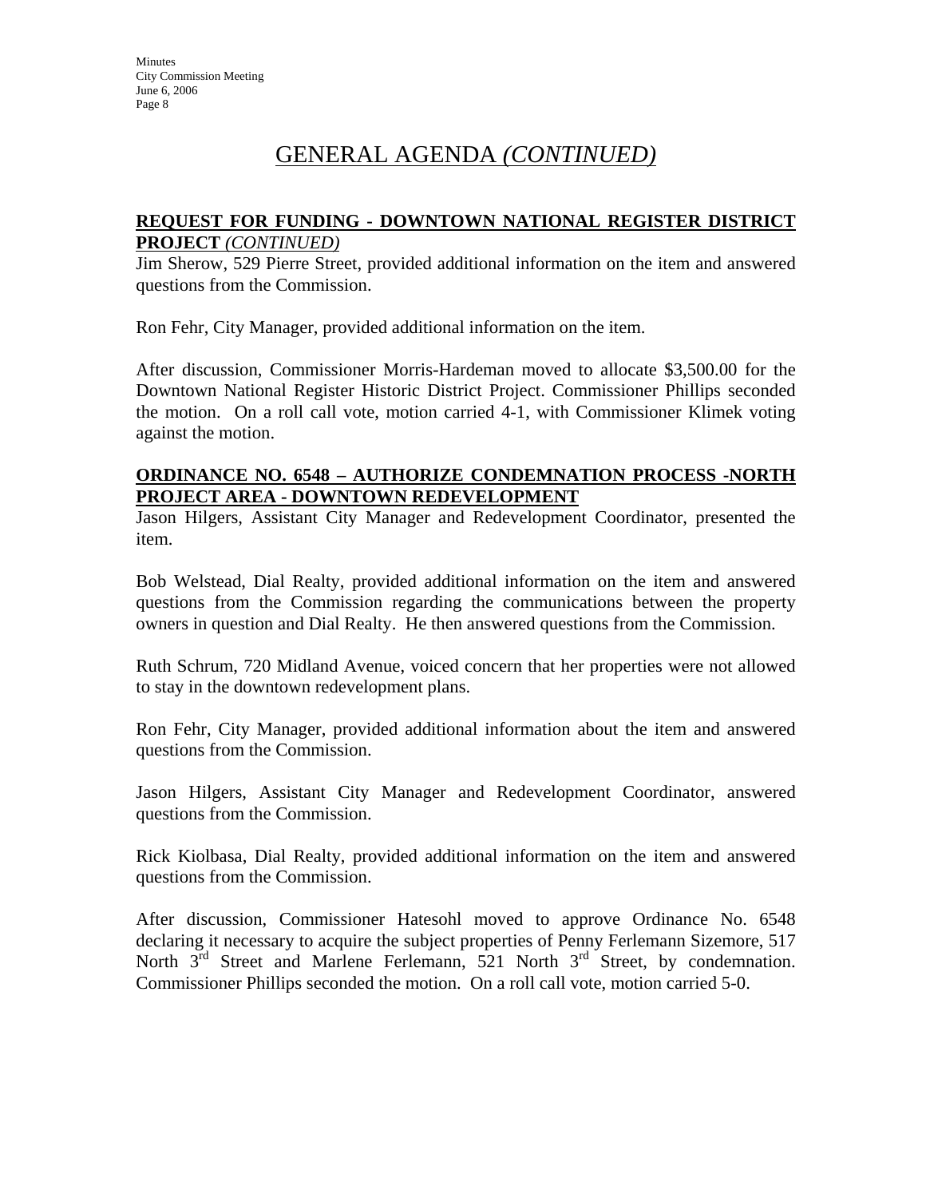# GENERAL AGENDA *(CONTINUED)*

**REQUEST FOR FUNDING - DOWNTOWN NATIONAL REGISTER DISTRICT PROJECT** *(CONTINUED)*

Jim Sherow, 529 Pierre Street, provided additional information on the item and answered questions from the Commission.

Ron Fehr, City Manager, provided additional information on the item.

After discussion, Commissioner Morris-Hardeman moved to allocate $3,500.00 for the Downtown National Register Historic District Project. Commissioner Phillips seconded the motion. On a roll call vote, motion carried 4-1, with Commissioner Klimek voting against the motion.

**ORDINANCE NO. 6548 – AUTHORIZE CONDEMNATION PROCESS -NORTH PROJECT AREA - DOWNTOWN REDEVELOPMENT**

Jason Hilgers, Assistant City Manager and Redevelopment Coordinator, presented the item.

Bob Welstead, Dial Realty, provided additional information on the item and answered questions from the Commission regarding the communications between the property owners in question and Dial Realty. He then answered questions from the Commission.

Ruth Schrum, 720 Midland Avenue, voiced concern that her properties were not allowed to stay in the downtown redevelopment plans.

Ron Fehr, City Manager, provided additional information about the item and answered questions from the Commission.

Jason Hilgers, Assistant City Manager and Redevelopment Coordinator, answered questions from the Commission.

Rick Kiolbasa, Dial Realty, provided additional information on the item and answered questions from the Commission.

After discussion, Commissioner Hatesohl moved to approve Ordinance No. 6548 declaring it necessary to acquire the subject properties of Penny Ferlemann Sizemore, 517 North 3rd Street and Marlene Ferlemann, 521 North 3rd Street, by condemnation. Commissioner Phillips seconded the motion. On a roll call vote, motion carried 5-0.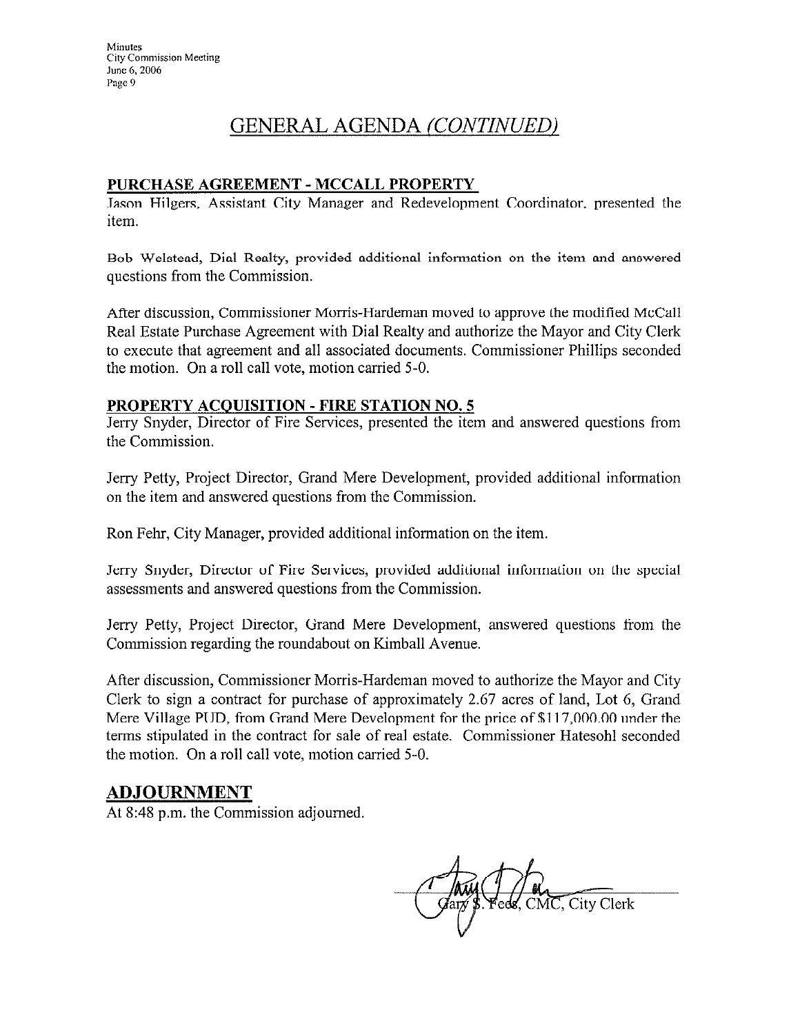## GENERAL AGENDA *(CONTINUED)*

### PURCHASE AGREEMENT - MCCALL PROPERTY

Jason Hilgers, Assistant City Manager and Redevelopment Coordinator, presented the item.

Bob Welstead, Dial Realty, provided additional information on the item and answered questions from the Commission.

After discussion, Commissioner Morris-Hardeman moved to approve the modified McCall Real Estate Purchase Agreement with Dial Realty and authorize the Mayor and City Clerk to execute that agreement and all associated documents. Commissioner Phillips seconded the motion. On a roll call vote, motion carried 5-0.

### PROPERTY ACQUISITION - FIRE STATION NO. 5

Jerry Snyder, Director of Fire Services, presented the item and answered questions from the Commission.

Jerry Petty, Project Director, Grand Mere Development, provided additional information on the item and answered questions from the Commission.

Ron Fehr, City Manager, provided additional information on the item.

Jerry Snyder, Director of Fire Services, provided additional information on the special assessments and answered questions from the Commission.

Jerry Petty, Project Director, Grand Mere Development, answered questions from the Commission regarding the roundabout on Kimball Avenue.

After discussion, Commissioner Morris-Hardeman moved to authorize the Mayor and City Clerk to sign a contract for purchase of approximately 2.67 acres of land, Lot 6, Grand Mere Village PUD, from Grand Mere Development for the price of $117,000.00 under the terms stipulated in the contract for sale of real estate. Commissioner Hatesohl seconded the motion. On a roll call vote, motion carried 5-0.

## ADJOURNMENT

At 8:48 p.m. the Commission adjourned.

Gary S. Fees, CMC, City Clerk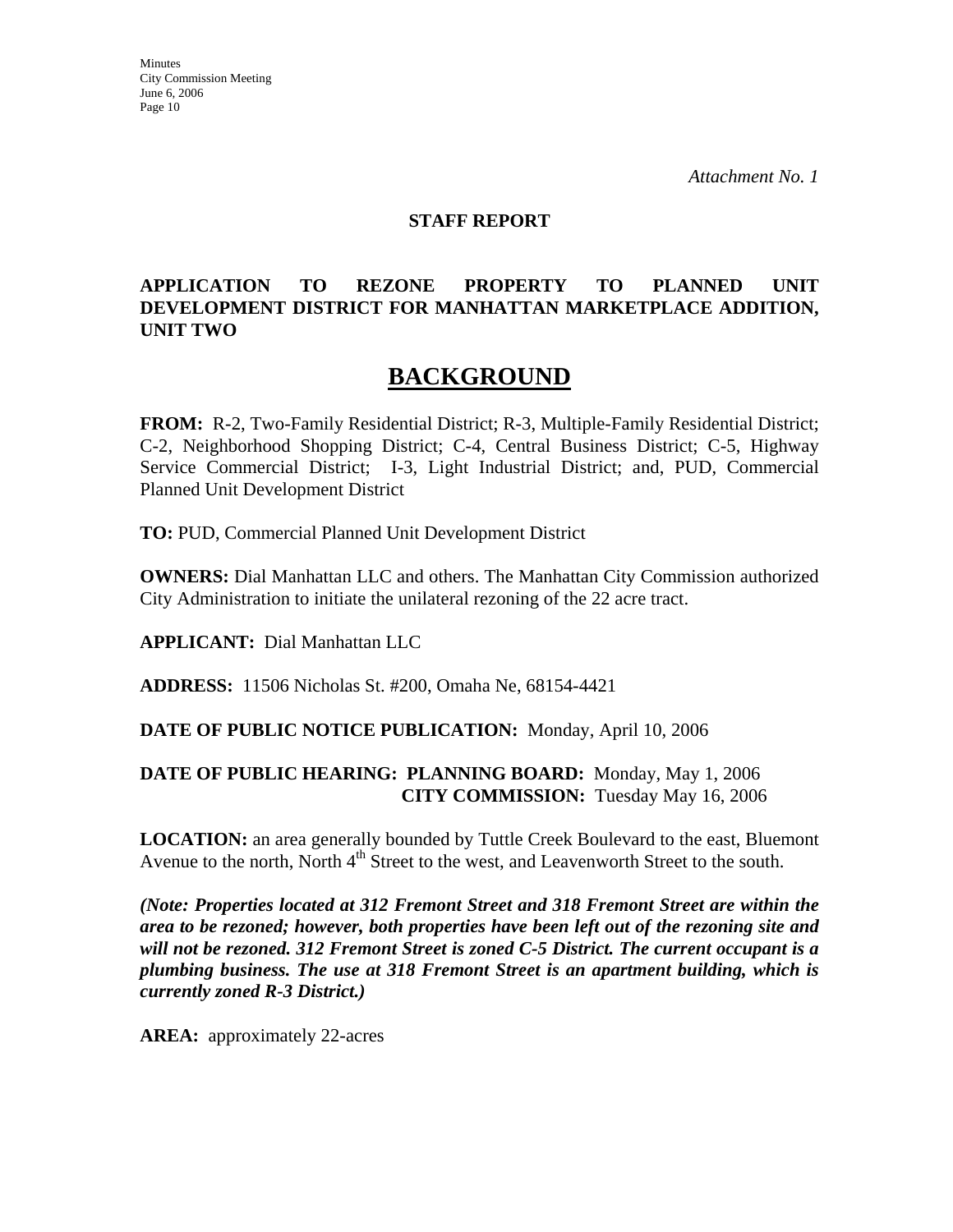*Attachment No. 1*

**STAFF REPORT**

**APPLICATION TO REZONE PROPERTY TO PLANNED UNIT DEVELOPMENT DISTRICT FOR MANHATTAN MARKETPLACE ADDITION, UNIT TWO**

# BACKGROUND

**FROM:** R-2, Two-Family Residential District; R-3, Multiple-Family Residential District; C-2, Neighborhood Shopping District; C-4, Central Business District; C-5, Highway Service Commercial District; I-3, Light Industrial District; and, PUD, Commercial Planned Unit Development District

**TO:** PUD, Commercial Planned Unit Development District

**OWNERS:** Dial Manhattan LLC and others. The Manhattan City Commission authorized City Administration to initiate the unilateral rezoning of the 22 acre tract.

**APPLICANT:** Dial Manhattan LLC

**ADDRESS:** 11506 Nicholas St. #200, Omaha Ne, 68154-4421

**DATE OF PUBLIC NOTICE PUBLICATION:** Monday, April 10, 2006

**DATE OF PUBLIC HEARING: PLANNING BOARD:** Monday, May 1, 2006
**CITY COMMISSION:** Tuesday May 16, 2006

**LOCATION:** an area generally bounded by Tuttle Creek Boulevard to the east, Bluemont Avenue to the north, North 4th Street to the west, and Leavenworth Street to the south.

***(Note: Properties located at 312 Fremont Street and 318 Fremont Street are within the area to be rezoned; however, both properties have been left out of the rezoning site and will not be rezoned. 312 Fremont Street is zoned C-5 District. The current occupant is a plumbing business. The use at 318 Fremont Street is an apartment building, which is currently zoned R-3 District.)***

**AREA:** approximately 22-acres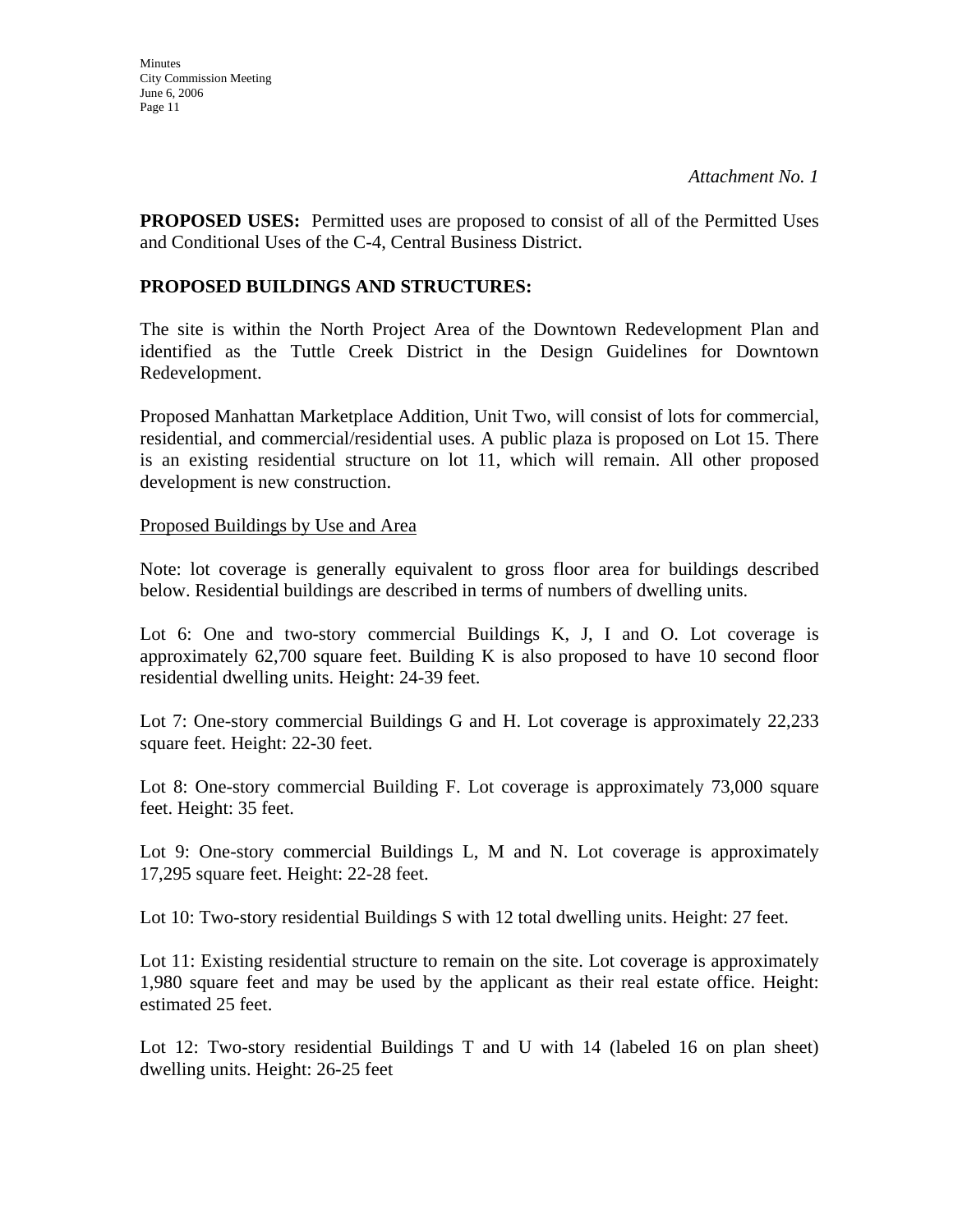*Attachment No. 1*

**PROPOSED USES:** Permitted uses are proposed to consist of all of the Permitted Uses and Conditional Uses of the C-4, Central Business District.

**PROPOSED BUILDINGS AND STRUCTURES:**

The site is within the North Project Area of the Downtown Redevelopment Plan and identified as the Tuttle Creek District in the Design Guidelines for Downtown Redevelopment.

Proposed Manhattan Marketplace Addition, Unit Two, will consist of lots for commercial, residential, and commercial/residential uses. A public plaza is proposed on Lot 15. There is an existing residential structure on lot 11, which will remain. All other proposed development is new construction.

<u>Proposed Buildings by Use and Area</u>

Note: lot coverage is generally equivalent to gross floor area for buildings described below. Residential buildings are described in terms of numbers of dwelling units.

Lot 6: One and two-story commercial Buildings K, J, I and O. Lot coverage is approximately 62,700 square feet. Building K is also proposed to have 10 second floor residential dwelling units. Height: 24-39 feet.

Lot 7: One-story commercial Buildings G and H. Lot coverage is approximately 22,233 square feet. Height: 22-30 feet.

Lot 8: One-story commercial Building F. Lot coverage is approximately 73,000 square feet. Height: 35 feet.

Lot 9: One-story commercial Buildings L, M and N. Lot coverage is approximately 17,295 square feet. Height: 22-28 feet.

Lot 10: Two-story residential Buildings S with 12 total dwelling units. Height: 27 feet.

Lot 11: Existing residential structure to remain on the site. Lot coverage is approximately 1,980 square feet and may be used by the applicant as their real estate office. Height: estimated 25 feet.

Lot 12: Two-story residential Buildings T and U with 14 (labeled 16 on plan sheet) dwelling units. Height: 26-25 feet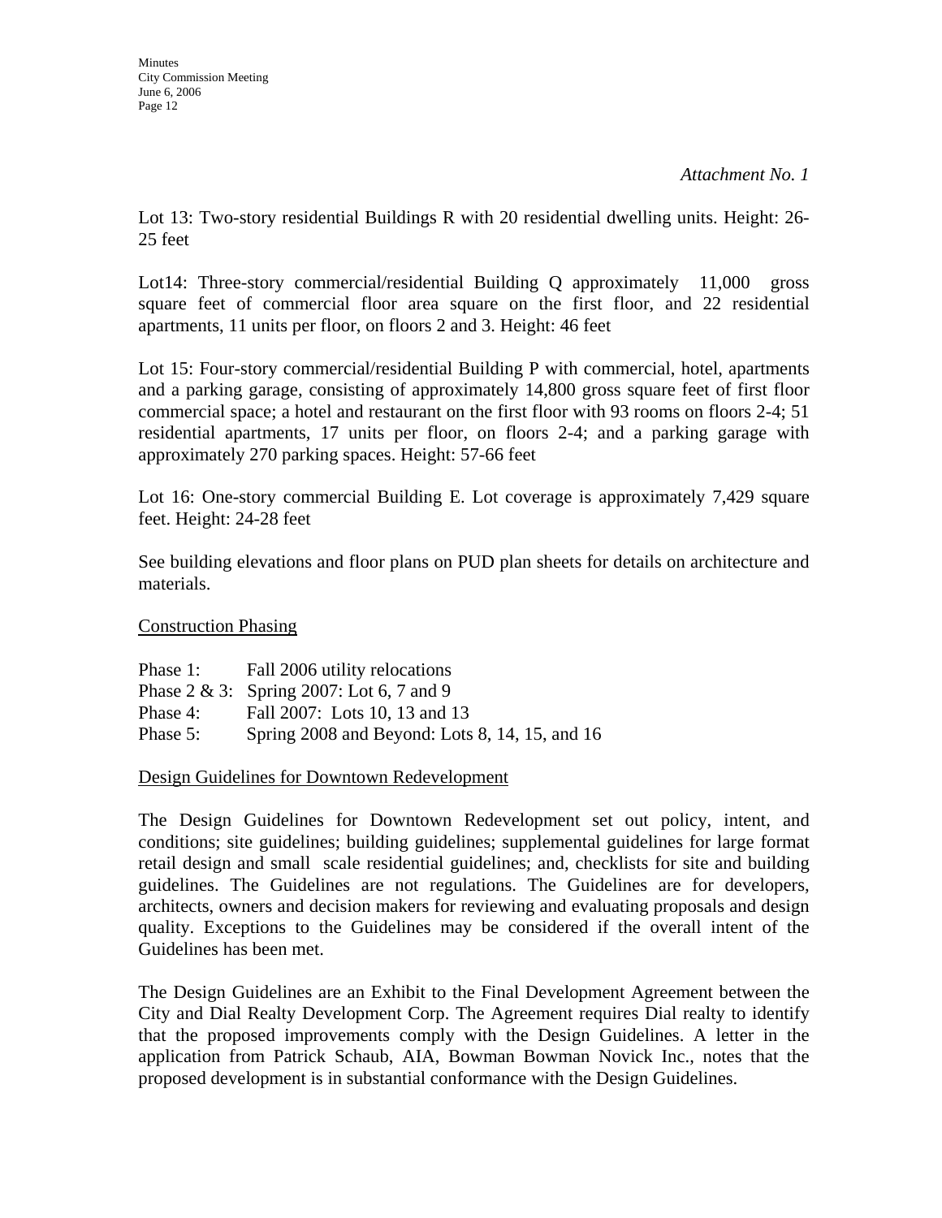*Attachment No. 1*

Lot 13: Two-story residential Buildings R with 20 residential dwelling units. Height: 26-25 feet

Lot14: Three-story commercial/residential Building Q approximately 11,000 gross square feet of commercial floor area square on the first floor, and 22 residential apartments, 11 units per floor, on floors 2 and 3. Height: 46 feet

Lot 15: Four-story commercial/residential Building P with commercial, hotel, apartments and a parking garage, consisting of approximately 14,800 gross square feet of first floor commercial space; a hotel and restaurant on the first floor with 93 rooms on floors 2-4; 51 residential apartments, 17 units per floor, on floors 2-4; and a parking garage with approximately 270 parking spaces. Height: 57-66 feet

Lot 16: One-story commercial Building E. Lot coverage is approximately 7,429 square feet. Height: 24-28 feet

See building elevations and floor plans on PUD plan sheets for details on architecture and materials.

<u>Construction Phasing</u>

Phase 1: Fall 2006 utility relocations
Phase 2 & 3: Spring 2007: Lot 6, 7 and 9
Phase 4: Fall 2007: Lots 10, 13 and 13
Phase 5: Spring 2008 and Beyond: Lots 8, 14, 15, and 16

<u>Design Guidelines for Downtown Redevelopment</u>

The Design Guidelines for Downtown Redevelopment set out policy, intent, and conditions; site guidelines; building guidelines; supplemental guidelines for large format retail design and small scale residential guidelines; and, checklists for site and building guidelines. The Guidelines are not regulations. The Guidelines are for developers, architects, owners and decision makers for reviewing and evaluating proposals and design quality. Exceptions to the Guidelines may be considered if the overall intent of the Guidelines has been met.

The Design Guidelines are an Exhibit to the Final Development Agreement between the City and Dial Realty Development Corp. The Agreement requires Dial realty to identify that the proposed improvements comply with the Design Guidelines. A letter in the application from Patrick Schaub, AIA, Bowman Bowman Novick Inc., notes that the proposed development is in substantial conformance with the Design Guidelines.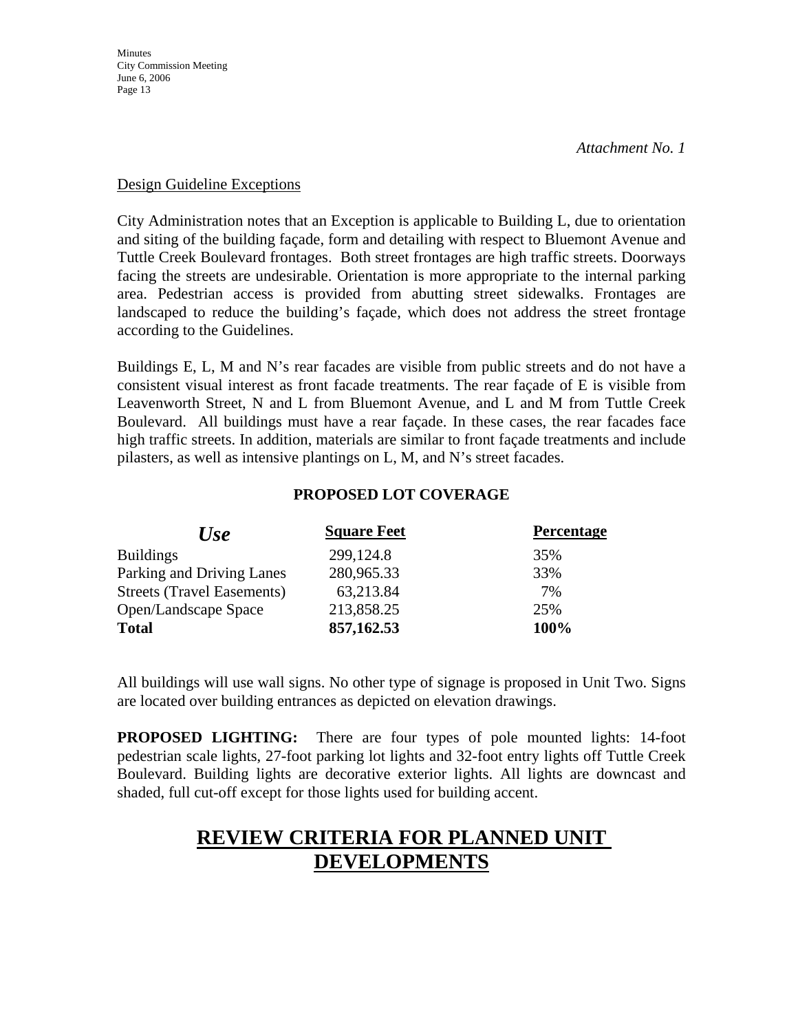*Attachment No. 1*

Design Guideline Exceptions

City Administration notes that an Exception is applicable to Building L, due to orientation and siting of the building façade, form and detailing with respect to Bluemont Avenue and Tuttle Creek Boulevard frontages. Both street frontages are high traffic streets. Doorways facing the streets are undesirable. Orientation is more appropriate to the internal parking area. Pedestrian access is provided from abutting street sidewalks. Frontages are landscaped to reduce the building's façade, which does not address the street frontage according to the Guidelines.

Buildings E, L, M and N's rear facades are visible from public streets and do not have a consistent visual interest as front facade treatments. The rear façade of E is visible from Leavenworth Street, N and L from Bluemont Avenue, and L and M from Tuttle Creek Boulevard. All buildings must have a rear façade. In these cases, the rear facades face high traffic streets. In addition, materials are similar to front façade treatments and include pilasters, as well as intensive plantings on L, M, and N's street facades.

**PROPOSED LOT COVERAGE**

| *Use* | Square Feet | Percentage |
|---|---|---|
| Buildings | 299,124.8 | 35% |
| Parking and Driving Lanes | 280,965.33 | 33% |
| Streets (Travel Easements) | 63,213.84 | 7% |
| Open/Landscape Space | 213,858.25 | 25% |
| **Total** | **857,162.53** | **100%** |

All buildings will use wall signs. No other type of signage is proposed in Unit Two. Signs are located over building entrances as depicted on elevation drawings.

**PROPOSED LIGHTING:** There are four types of pole mounted lights: 14-foot pedestrian scale lights, 27-foot parking lot lights and 32-foot entry lights off Tuttle Creek Boulevard. Building lights are decorative exterior lights. All lights are downcast and shaded, full cut-off except for those lights used for building accent.

# REVIEW CRITERIA FOR PLANNED UNIT DEVELOPMENTS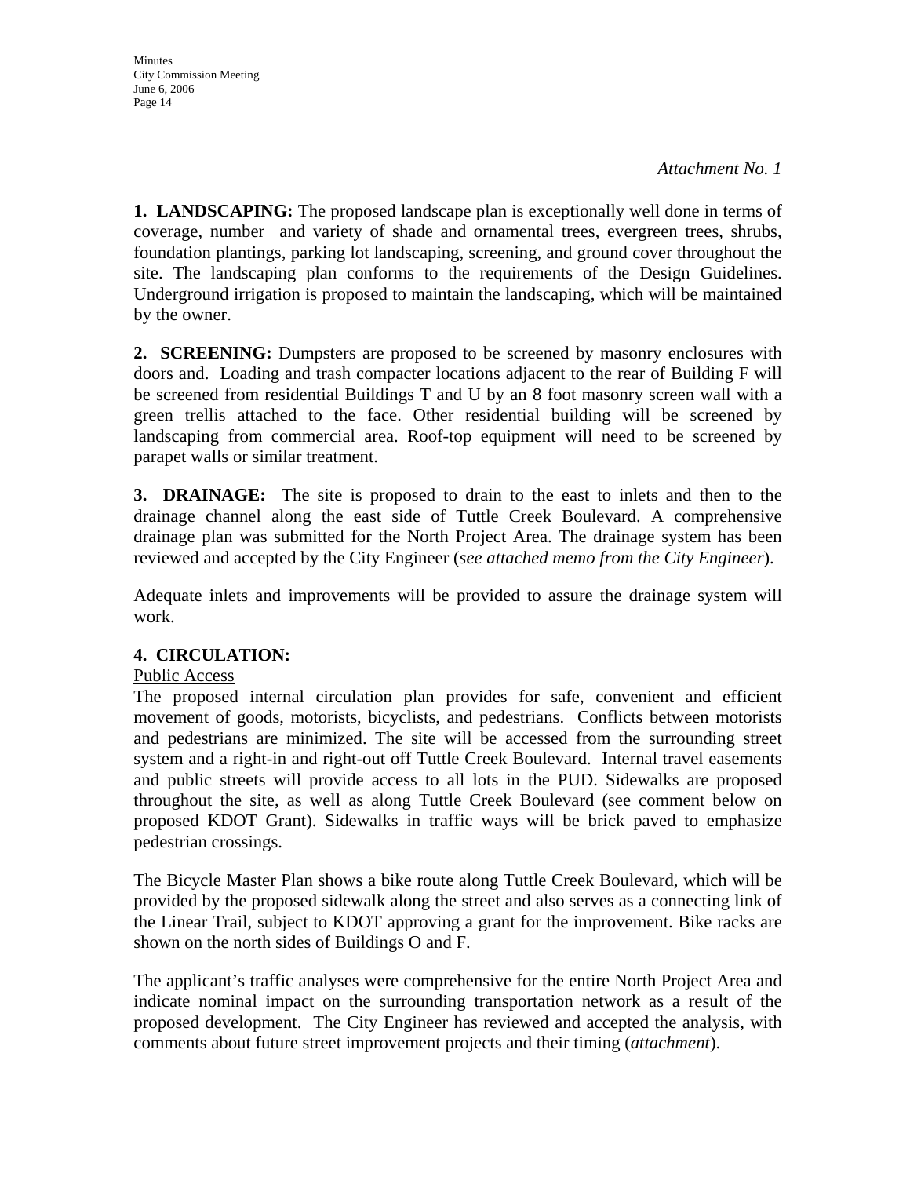*Attachment No. 1*

**1. LANDSCAPING:** The proposed landscape plan is exceptionally well done in terms of coverage, number and variety of shade and ornamental trees, evergreen trees, shrubs, foundation plantings, parking lot landscaping, screening, and ground cover throughout the site. The landscaping plan conforms to the requirements of the Design Guidelines. Underground irrigation is proposed to maintain the landscaping, which will be maintained by the owner.

**2. SCREENING:** Dumpsters are proposed to be screened by masonry enclosures with doors and. Loading and trash compacter locations adjacent to the rear of Building F will be screened from residential Buildings T and U by an 8 foot masonry screen wall with a green trellis attached to the face. Other residential building will be screened by landscaping from commercial area. Roof-top equipment will need to be screened by parapet walls or similar treatment.

**3. DRAINAGE:** The site is proposed to drain to the east to inlets and then to the drainage channel along the east side of Tuttle Creek Boulevard. A comprehensive drainage plan was submitted for the North Project Area. The drainage system has been reviewed and accepted by the City Engineer (*see attached memo from the City Engineer*).

Adequate inlets and improvements will be provided to assure the drainage system will work.

**4. CIRCULATION:**

Public Access

The proposed internal circulation plan provides for safe, convenient and efficient movement of goods, motorists, bicyclists, and pedestrians. Conflicts between motorists and pedestrians are minimized. The site will be accessed from the surrounding street system and a right-in and right-out off Tuttle Creek Boulevard. Internal travel easements and public streets will provide access to all lots in the PUD. Sidewalks are proposed throughout the site, as well as along Tuttle Creek Boulevard (see comment below on proposed KDOT Grant). Sidewalks in traffic ways will be brick paved to emphasize pedestrian crossings.

The Bicycle Master Plan shows a bike route along Tuttle Creek Boulevard, which will be provided by the proposed sidewalk along the street and also serves as a connecting link of the Linear Trail, subject to KDOT approving a grant for the improvement. Bike racks are shown on the north sides of Buildings O and F.

The applicant's traffic analyses were comprehensive for the entire North Project Area and indicate nominal impact on the surrounding transportation network as a result of the proposed development. The City Engineer has reviewed and accepted the analysis, with comments about future street improvement projects and their timing (*attachment*).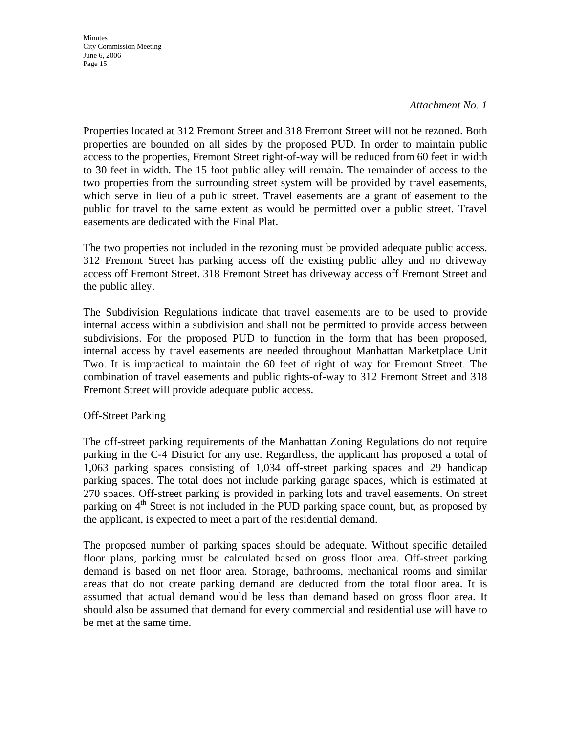*Attachment No. 1*

Properties located at 312 Fremont Street and 318 Fremont Street will not be rezoned. Both properties are bounded on all sides by the proposed PUD. In order to maintain public access to the properties, Fremont Street right-of-way will be reduced from 60 feet in width to 30 feet in width. The 15 foot public alley will remain. The remainder of access to the two properties from the surrounding street system will be provided by travel easements, which serve in lieu of a public street. Travel easements are a grant of easement to the public for travel to the same extent as would be permitted over a public street. Travel easements are dedicated with the Final Plat.

The two properties not included in the rezoning must be provided adequate public access. 312 Fremont Street has parking access off the existing public alley and no driveway access off Fremont Street. 318 Fremont Street has driveway access off Fremont Street and the public alley.

The Subdivision Regulations indicate that travel easements are to be used to provide internal access within a subdivision and shall not be permitted to provide access between subdivisions. For the proposed PUD to function in the form that has been proposed, internal access by travel easements are needed throughout Manhattan Marketplace Unit Two. It is impractical to maintain the 60 feet of right of way for Fremont Street. The combination of travel easements and public rights-of-way to 312 Fremont Street and 318 Fremont Street will provide adequate public access.

<u>Off-Street Parking</u>

The off-street parking requirements of the Manhattan Zoning Regulations do not require parking in the C-4 District for any use. Regardless, the applicant has proposed a total of 1,063 parking spaces consisting of 1,034 off-street parking spaces and 29 handicap parking spaces. The total does not include parking garage spaces, which is estimated at 270 spaces. Off-street parking is provided in parking lots and travel easements. On street parking on 4th Street is not included in the PUD parking space count, but, as proposed by the applicant, is expected to meet a part of the residential demand.

The proposed number of parking spaces should be adequate. Without specific detailed floor plans, parking must be calculated based on gross floor area. Off-street parking demand is based on net floor area. Storage, bathrooms, mechanical rooms and similar areas that do not create parking demand are deducted from the total floor area. It is assumed that actual demand would be less than demand based on gross floor area. It should also be assumed that demand for every commercial and residential use will have to be met at the same time.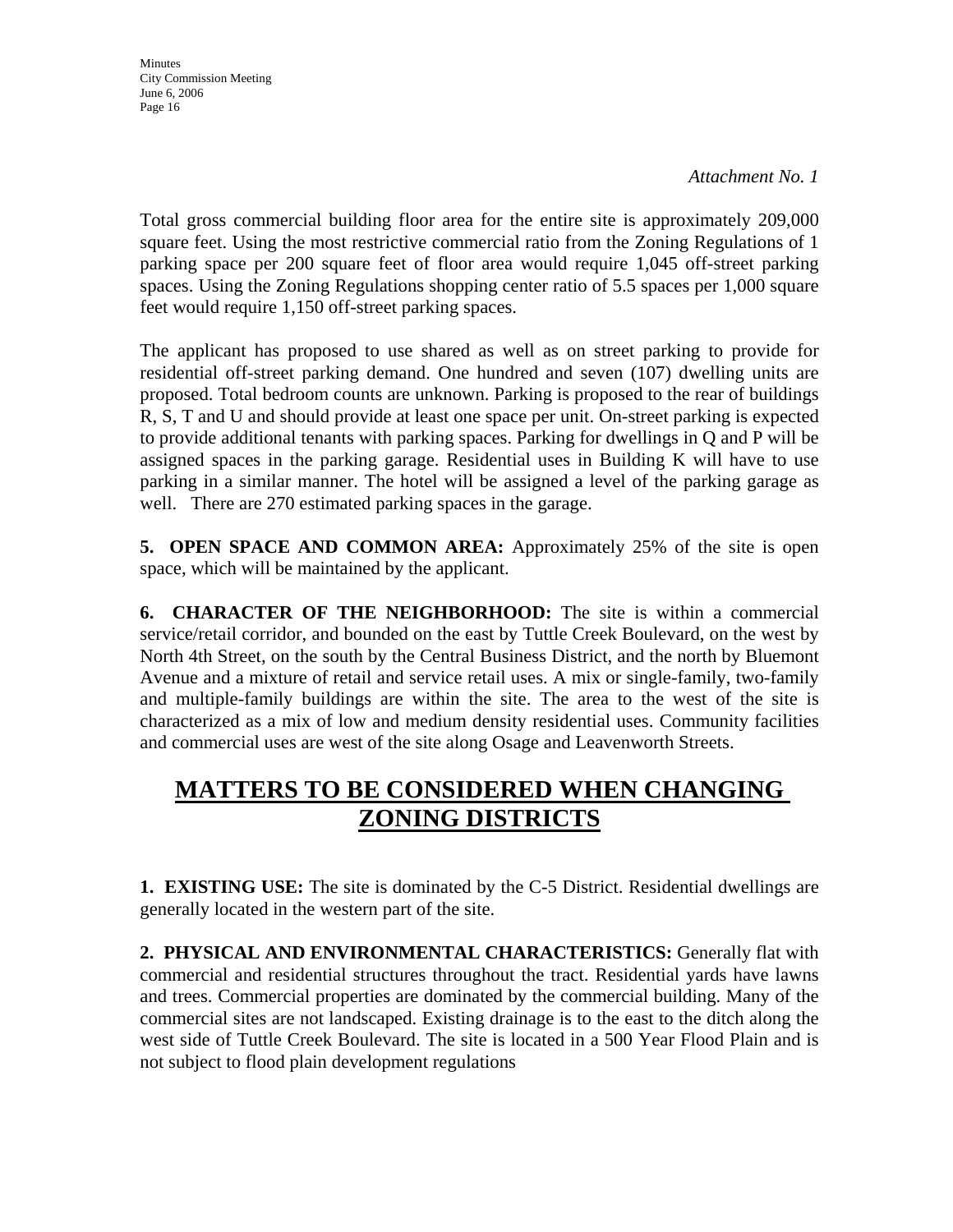*Attachment No. 1*

Total gross commercial building floor area for the entire site is approximately 209,000 square feet. Using the most restrictive commercial ratio from the Zoning Regulations of 1 parking space per 200 square feet of floor area would require 1,045 off-street parking spaces. Using the Zoning Regulations shopping center ratio of 5.5 spaces per 1,000 square feet would require 1,150 off-street parking spaces.

The applicant has proposed to use shared as well as on street parking to provide for residential off-street parking demand. One hundred and seven (107) dwelling units are proposed. Total bedroom counts are unknown. Parking is proposed to the rear of buildings R, S, T and U and should provide at least one space per unit. On-street parking is expected to provide additional tenants with parking spaces. Parking for dwellings in Q and P will be assigned spaces in the parking garage. Residential uses in Building K will have to use parking in a similar manner. The hotel will be assigned a level of the parking garage as well. There are 270 estimated parking spaces in the garage.

**5. OPEN SPACE AND COMMON AREA:** Approximately 25% of the site is open space, which will be maintained by the applicant.

**6. CHARACTER OF THE NEIGHBORHOOD:** The site is within a commercial service/retail corridor, and bounded on the east by Tuttle Creek Boulevard, on the west by North 4th Street, on the south by the Central Business District, and the north by Bluemont Avenue and a mixture of retail and service retail uses. A mix or single-family, two-family and multiple-family buildings are within the site. The area to the west of the site is characterized as a mix of low and medium density residential uses. Community facilities and commercial uses are west of the site along Osage and Leavenworth Streets.

## MATTERS TO BE CONSIDERED WHEN CHANGING ZONING DISTRICTS

**1. EXISTING USE:** The site is dominated by the C-5 District. Residential dwellings are generally located in the western part of the site.

**2. PHYSICAL AND ENVIRONMENTAL CHARACTERISTICS:** Generally flat with commercial and residential structures throughout the tract. Residential yards have lawns and trees. Commercial properties are dominated by the commercial building. Many of the commercial sites are not landscaped. Existing drainage is to the east to the ditch along the west side of Tuttle Creek Boulevard. The site is located in a 500 Year Flood Plain and is not subject to flood plain development regulations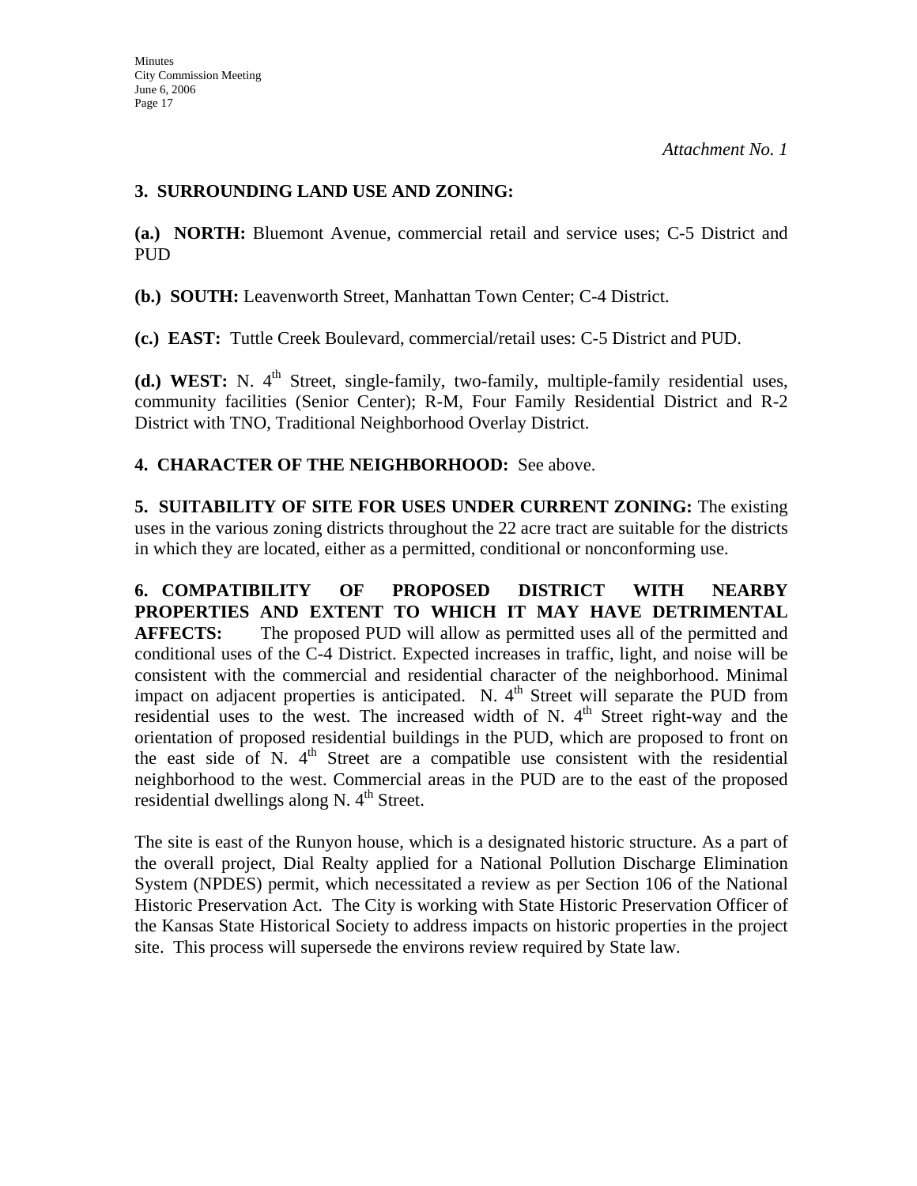*Attachment No. 1*

**3. SURROUNDING LAND USE AND ZONING:**

**(a.) NORTH:** Bluemont Avenue, commercial retail and service uses; C-5 District and PUD

**(b.) SOUTH:** Leavenworth Street, Manhattan Town Center; C-4 District.

**(c.) EAST:** Tuttle Creek Boulevard, commercial/retail uses: C-5 District and PUD.

**(d.) WEST:** N. 4th Street, single-family, two-family, multiple-family residential uses, community facilities (Senior Center); R-M, Four Family Residential District and R-2 District with TNO, Traditional Neighborhood Overlay District.

**4. CHARACTER OF THE NEIGHBORHOOD:** See above.

**5. SUITABILITY OF SITE FOR USES UNDER CURRENT ZONING:** The existing uses in the various zoning districts throughout the 22 acre tract are suitable for the districts in which they are located, either as a permitted, conditional or nonconforming use.

**6. COMPATIBILITY OF PROPOSED DISTRICT WITH NEARBY PROPERTIES AND EXTENT TO WHICH IT MAY HAVE DETRIMENTAL AFFECTS:** The proposed PUD will allow as permitted uses all of the permitted and conditional uses of the C-4 District. Expected increases in traffic, light, and noise will be consistent with the commercial and residential character of the neighborhood. Minimal impact on adjacent properties is anticipated. N. 4th Street will separate the PUD from residential uses to the west. The increased width of N. 4th Street right-way and the orientation of proposed residential buildings in the PUD, which are proposed to front on the east side of N. 4th Street are a compatible use consistent with the residential neighborhood to the west. Commercial areas in the PUD are to the east of the proposed residential dwellings along N. 4th Street.

The site is east of the Runyon house, which is a designated historic structure. As a part of the overall project, Dial Realty applied for a National Pollution Discharge Elimination System (NPDES) permit, which necessitated a review as per Section 106 of the National Historic Preservation Act. The City is working with State Historic Preservation Officer of the Kansas State Historical Society to address impacts on historic properties in the project site. This process will supersede the environs review required by State law.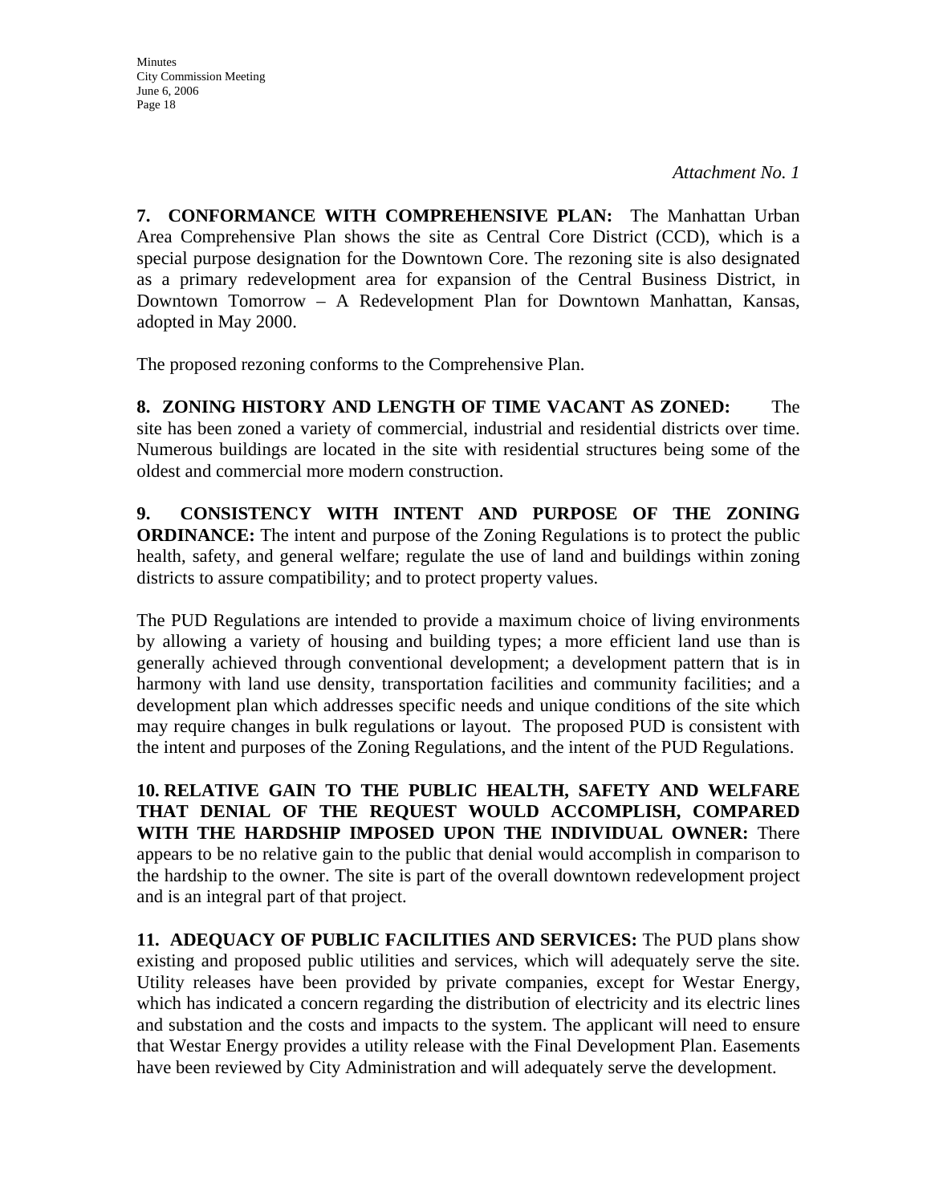*Attachment No. 1*

**7. CONFORMANCE WITH COMPREHENSIVE PLAN:** The Manhattan Urban Area Comprehensive Plan shows the site as Central Core District (CCD), which is a special purpose designation for the Downtown Core. The rezoning site is also designated as a primary redevelopment area for expansion of the Central Business District, in Downtown Tomorrow – A Redevelopment Plan for Downtown Manhattan, Kansas, adopted in May 2000.

The proposed rezoning conforms to the Comprehensive Plan.

**8. ZONING HISTORY AND LENGTH OF TIME VACANT AS ZONED:** The site has been zoned a variety of commercial, industrial and residential districts over time. Numerous buildings are located in the site with residential structures being some of the oldest and commercial more modern construction.

**9. CONSISTENCY WITH INTENT AND PURPOSE OF THE ZONING ORDINANCE:** The intent and purpose of the Zoning Regulations is to protect the public health, safety, and general welfare; regulate the use of land and buildings within zoning districts to assure compatibility; and to protect property values.

The PUD Regulations are intended to provide a maximum choice of living environments by allowing a variety of housing and building types; a more efficient land use than is generally achieved through conventional development; a development pattern that is in harmony with land use density, transportation facilities and community facilities; and a development plan which addresses specific needs and unique conditions of the site which may require changes in bulk regulations or layout. The proposed PUD is consistent with the intent and purposes of the Zoning Regulations, and the intent of the PUD Regulations.

**10. RELATIVE GAIN TO THE PUBLIC HEALTH, SAFETY AND WELFARE THAT DENIAL OF THE REQUEST WOULD ACCOMPLISH, COMPARED WITH THE HARDSHIP IMPOSED UPON THE INDIVIDUAL OWNER:** There appears to be no relative gain to the public that denial would accomplish in comparison to the hardship to the owner. The site is part of the overall downtown redevelopment project and is an integral part of that project.

**11. ADEQUACY OF PUBLIC FACILITIES AND SERVICES:** The PUD plans show existing and proposed public utilities and services, which will adequately serve the site. Utility releases have been provided by private companies, except for Westar Energy, which has indicated a concern regarding the distribution of electricity and its electric lines and substation and the costs and impacts to the system. The applicant will need to ensure that Westar Energy provides a utility release with the Final Development Plan. Easements have been reviewed by City Administration and will adequately serve the development.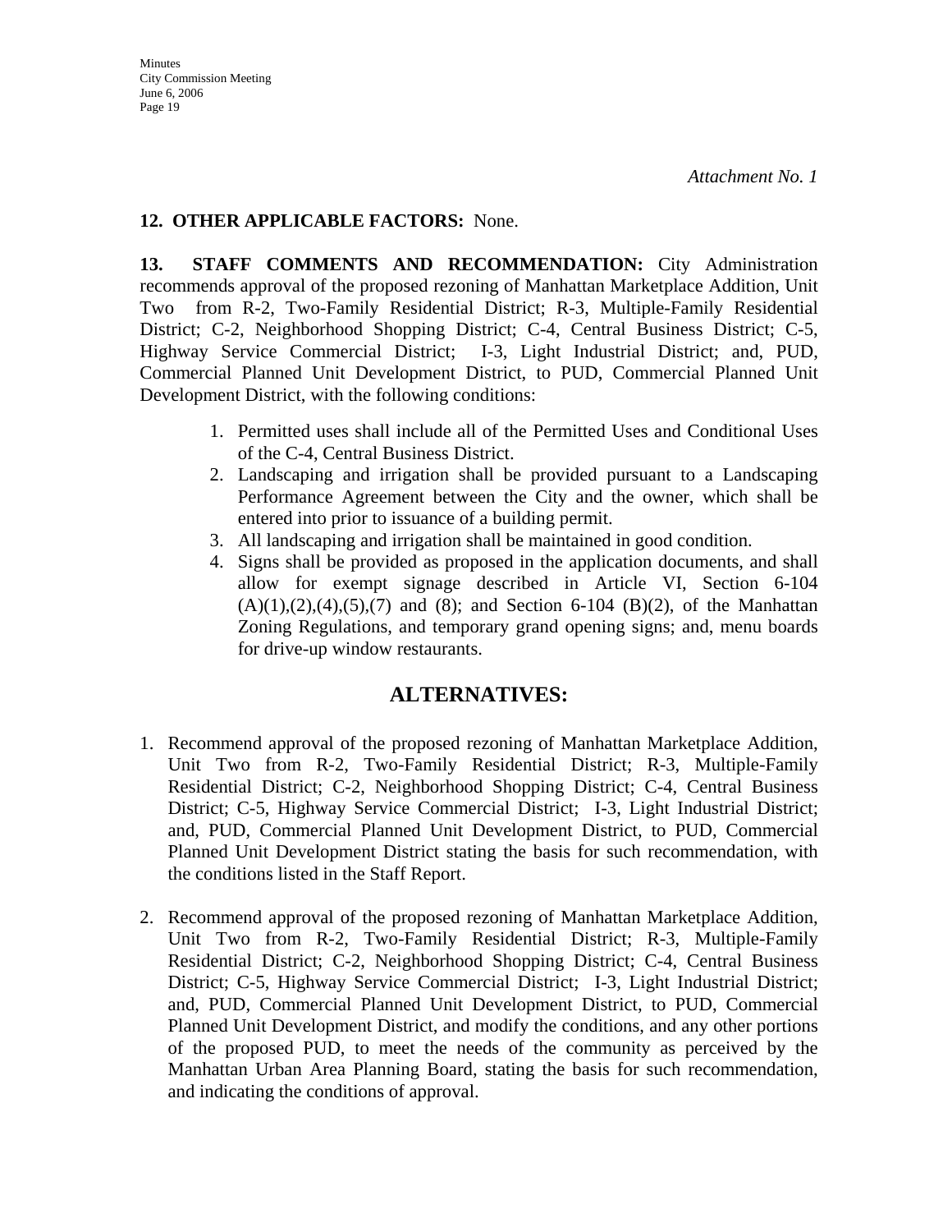*Attachment No. 1*

**12. OTHER APPLICABLE FACTORS:** None.

**13. STAFF COMMENTS AND RECOMMENDATION:** City Administration recommends approval of the proposed rezoning of Manhattan Marketplace Addition, Unit Two from R-2, Two-Family Residential District; R-3, Multiple-Family Residential District; C-2, Neighborhood Shopping District; C-4, Central Business District; C-5, Highway Service Commercial District; I-3, Light Industrial District; and, PUD, Commercial Planned Unit Development District, to PUD, Commercial Planned Unit Development District, with the following conditions:

1. Permitted uses shall include all of the Permitted Uses and Conditional Uses of the C-4, Central Business District.
2. Landscaping and irrigation shall be provided pursuant to a Landscaping Performance Agreement between the City and the owner, which shall be entered into prior to issuance of a building permit.
3. All landscaping and irrigation shall be maintained in good condition.
4. Signs shall be provided as proposed in the application documents, and shall allow for exempt signage described in Article VI, Section 6-104 (A)(1),(2),(4),(5),(7) and (8); and Section 6-104 (B)(2), of the Manhattan Zoning Regulations, and temporary grand opening signs; and, menu boards for drive-up window restaurants.

## ALTERNATIVES:

1. Recommend approval of the proposed rezoning of Manhattan Marketplace Addition, Unit Two from R-2, Two-Family Residential District; R-3, Multiple-Family Residential District; C-2, Neighborhood Shopping District; C-4, Central Business District; C-5, Highway Service Commercial District; I-3, Light Industrial District; and, PUD, Commercial Planned Unit Development District, to PUD, Commercial Planned Unit Development District stating the basis for such recommendation, with the conditions listed in the Staff Report.

2. Recommend approval of the proposed rezoning of Manhattan Marketplace Addition, Unit Two from R-2, Two-Family Residential District; R-3, Multiple-Family Residential District; C-2, Neighborhood Shopping District; C-4, Central Business District; C-5, Highway Service Commercial District; I-3, Light Industrial District; and, PUD, Commercial Planned Unit Development District, to PUD, Commercial Planned Unit Development District, and modify the conditions, and any other portions of the proposed PUD, to meet the needs of the community as perceived by the Manhattan Urban Area Planning Board, stating the basis for such recommendation, and indicating the conditions of approval.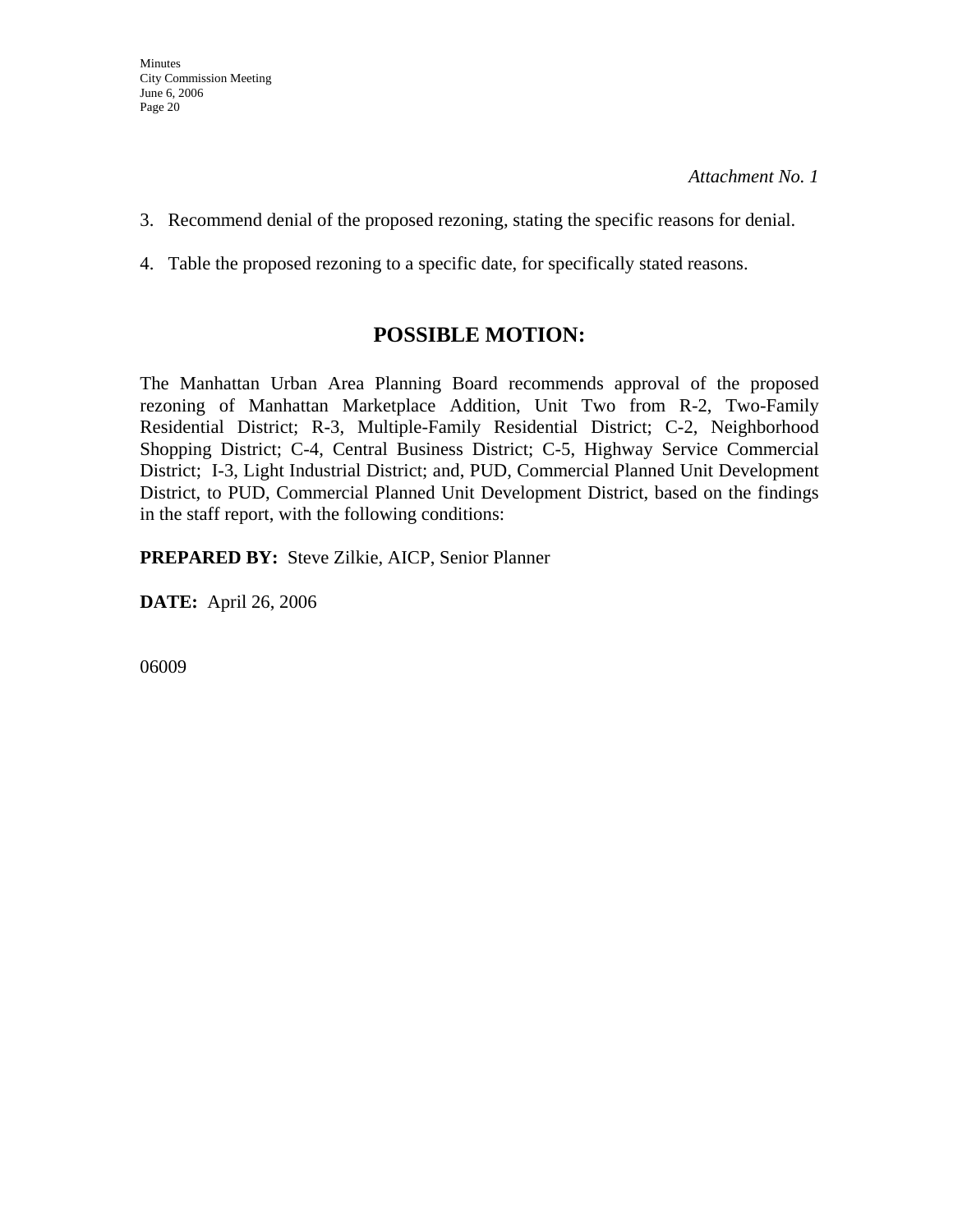*Attachment No. 1*

3. Recommend denial of the proposed rezoning, stating the specific reasons for denial.

4. Table the proposed rezoning to a specific date, for specifically stated reasons.

## POSSIBLE MOTION:

The Manhattan Urban Area Planning Board recommends approval of the proposed rezoning of Manhattan Marketplace Addition, Unit Two from R-2, Two-Family Residential District; R-3, Multiple-Family Residential District; C-2, Neighborhood Shopping District; C-4, Central Business District; C-5, Highway Service Commercial District; I-3, Light Industrial District; and, PUD, Commercial Planned Unit Development District, to PUD, Commercial Planned Unit Development District, based on the findings in the staff report, with the following conditions:

**PREPARED BY:** Steve Zilkie, AICP, Senior Planner

**DATE:** April 26, 2006

06009